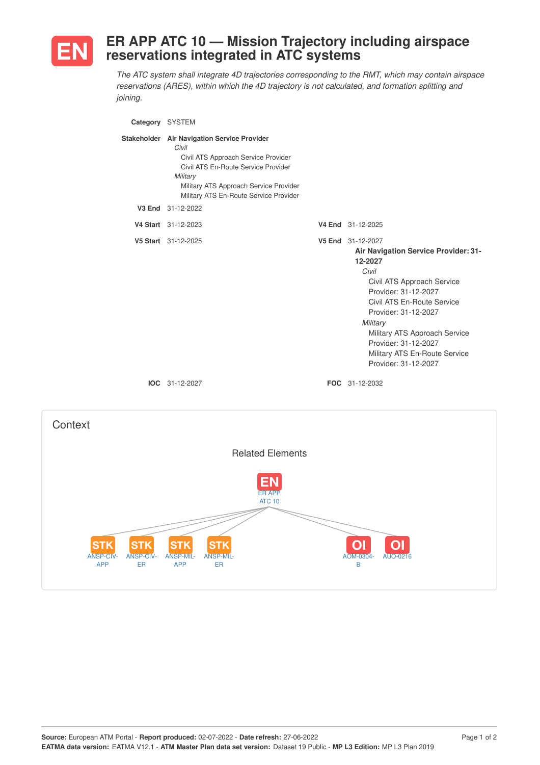# EN ER APP ATC 10 — Mission Trajectory including airspace reservations integrated in ATC systems

*The ATC system shall integrate 4D trajectories corresponding to the RMT, which may contain airspace reservations (ARES), within which the 4D trajectory is not calculated, and formation splitting and joining.*

**Category** SYSTEM

**Stakeholder** **Air Navigation Service Provider**
- *Civil*
  - Civil ATS Approach Service Provider
  - Civil ATS En-Route Service Provider
- *Military*
  - Military ATS Approach Service Provider
  - Military ATS En-Route Service Provider

**V3 End** 31-12-2022

**V4 Start** 31-12-2023 **V4 End** 31-12-2025

**V5 Start** 31-12-2025 **V5 End** 31-12-2027

**Air Navigation Service Provider: 31-12-2027**
- *Civil*
  - Civil ATS Approach Service Provider: 31-12-2027
  - Civil ATS En-Route Service Provider: 31-12-2027
- *Military*
  - Military ATS Approach Service Provider: 31-12-2027
  - Military ATS En-Route Service Provider: 31-12-2027

**IOC** 31-12-2027 **FOC** 31-12-2032

## Context

Related Elements

EN
ER APP ATC 10

STK ANSP-CIV-APP
STK ANSP-CIV-ER
STK ANSP-MIL-APP
STK ANSP-MIL-ER
OI AOM-0304-B
OI AUO-0216

**Source:** European ATM Portal - **Report produced:** 02-07-2022 - **Date refresh:** 27-06-2022
**EATMA data version:** EATMA V12.1 - **ATM Master Plan data set version:** Dataset 19 Public - **MP L3 Edition:** MP L3 Plan 2019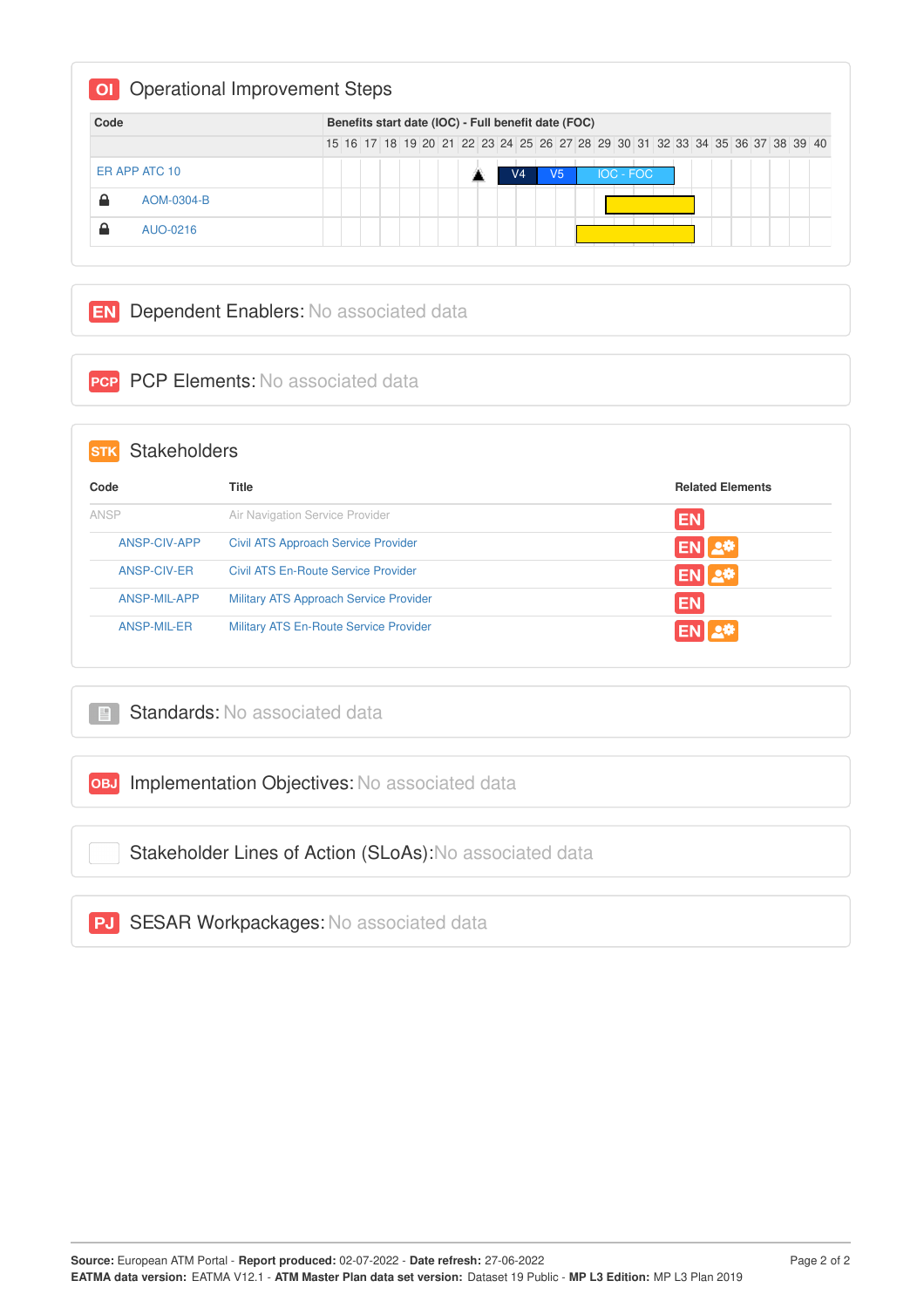## OI Operational Improvement Steps

| Code | Benefits start date (IOC) - Full benefit date (FOC) |
|---|---|
| | 15 16 17 18 19 20 21 22 23 24 25 26 27 28 29 30 31 32 33 34 35 36 37 38 39 40 |
| ER APP ATC 10 | V4 V5 IOC - FOC |
| AOM-0304-B | |
| AUO-0216 | |

## EN Dependent Enablers: No associated data

## PCP PCP Elements: No associated data

## STK Stakeholders

| Code | Title | Related Elements |
|---|---|---|
| ANSP | Air Navigation Service Provider | EN |
| ANSP-CIV-APP | Civil ATS Approach Service Provider | EN |
| ANSP-CIV-ER | Civil ATS En-Route Service Provider | EN |
| ANSP-MIL-APP | Military ATS Approach Service Provider | EN |
| ANSP-MIL-ER | Military ATS En-Route Service Provider | EN |

## Standards: No associated data

## OBJ Implementation Objectives: No associated data

## Stakeholder Lines of Action (SLoAs): No associated data

## PJ SESAR Workpackages: No associated data

**Source:** European ATM Portal - **Report produced:** 02-07-2022 - **Date refresh:** 27-06-2022
**EATMA data version:** EATMA V12.1 - **ATM Master Plan data set version:** Dataset 19 Public - **MP L3 Edition:** MP L3 Plan 2019